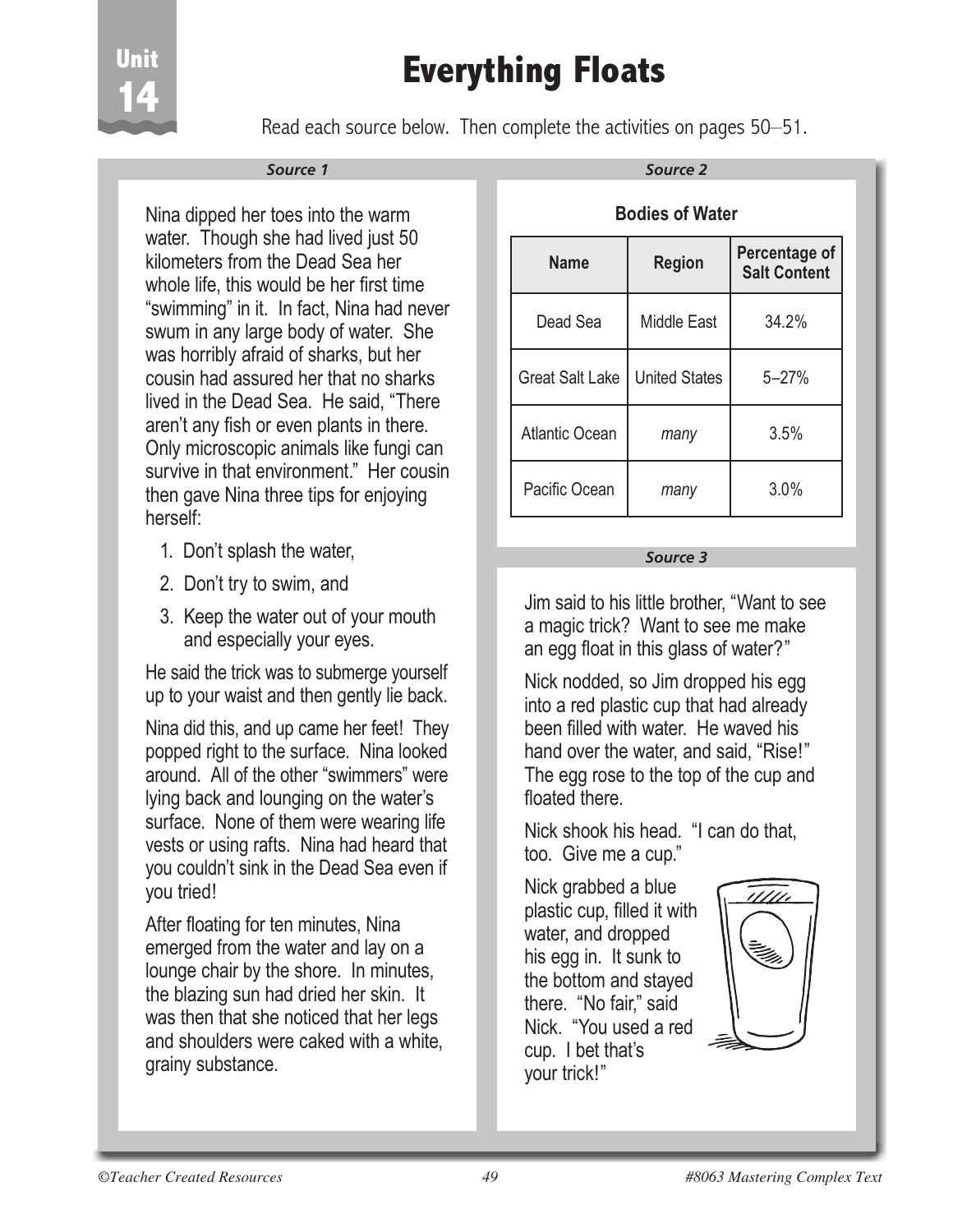Unit 14

# Everything Floats

Read each source below. Then complete the activities on pages 50–51.

*Source 1*

Nina dipped her toes into the warm water. Though she had lived just 50 kilometers from the Dead Sea her whole life, this would be her first time "swimming" in it. In fact, Nina had never swum in any large body of water. She was horribly afraid of sharks, but her cousin had assured her that no sharks lived in the Dead Sea. He said, "There aren't any fish or even plants in there. Only microscopic animals like fungi can survive in that environment." Her cousin then gave Nina three tips for enjoying herself:

1. Don't splash the water,
2. Don't try to swim, and
3. Keep the water out of your mouth and especially your eyes.

He said the trick was to submerge yourself up to your waist and then gently lie back.

Nina did this, and up came her feet! They popped right to the surface. Nina looked around. All of the other "swimmers" were lying back and lounging on the water's surface. None of them were wearing life vests or using rafts. Nina had heard that you couldn't sink in the Dead Sea even if you tried!

After floating for ten minutes, Nina emerged from the water and lay on a lounge chair by the shore. In minutes, the blazing sun had dried her skin. It was then that she noticed that her legs and shoulders were caked with a white, grainy substance.

*Source 2*

**Bodies of Water**

| Name | Region | Percentage of Salt Content |
|---|---|---|
| Dead Sea | Middle East | 34.2% |
| Great Salt Lake | United States | 5–27% |
| Atlantic Ocean | *many* | 3.5% |
| Pacific Ocean | *many* | 3.0% |

*Source 3*

Jim said to his little brother, "Want to see a magic trick? Want to see me make an egg float in this glass of water?"

Nick nodded, so Jim dropped his egg into a red plastic cup that had already been filled with water. He waved his hand over the water, and said, "Rise!" The egg rose to the top of the cup and floated there.

Nick shook his head. "I can do that, too. Give me a cup."

Nick grabbed a blue plastic cup, filled it with water, and dropped his egg in. It sunk to the bottom and stayed there. "No fair," said Nick. "You used a red cup. I bet that's your trick!"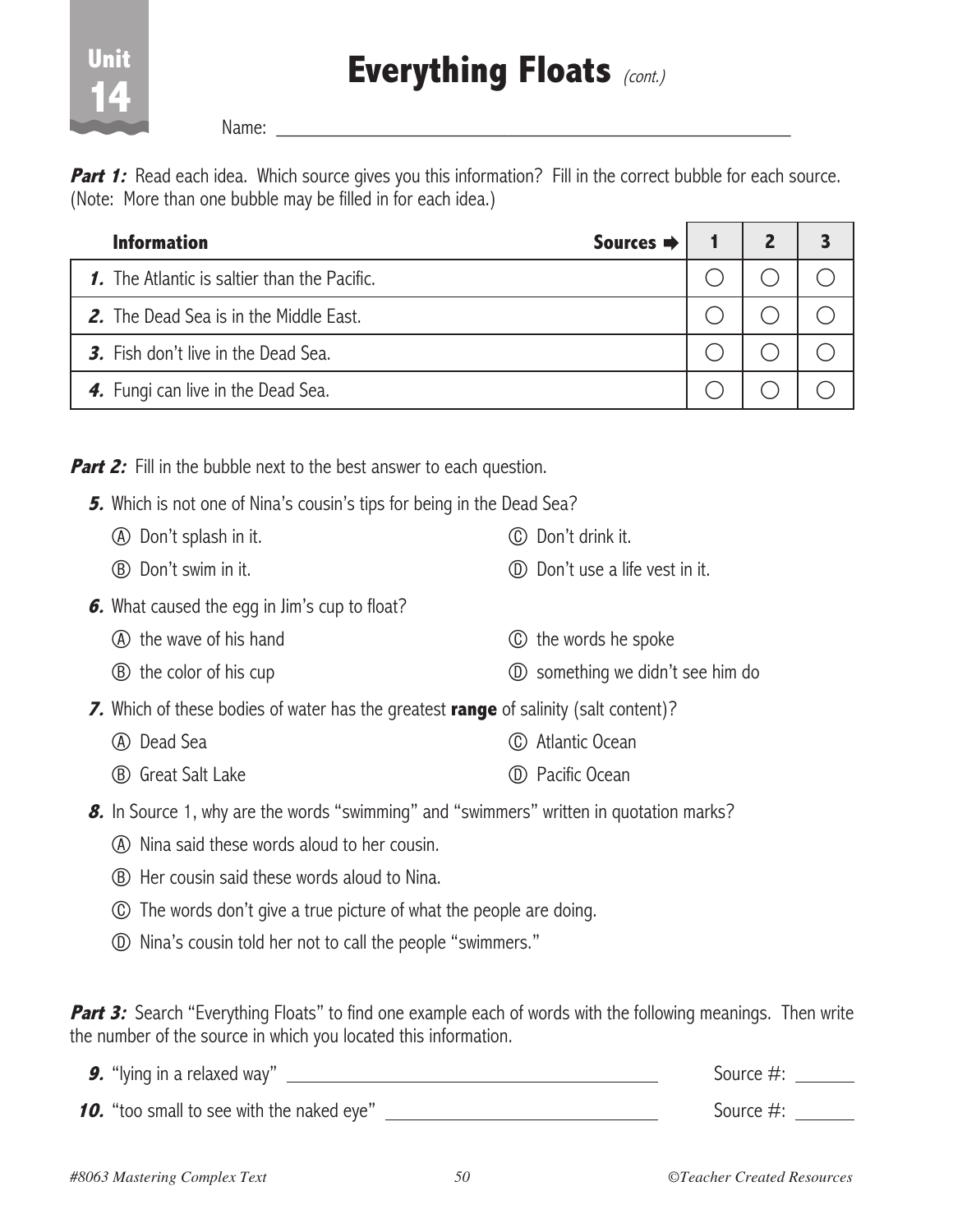Unit 14

# Everything Floats *(cont.)*

Name: ______________________________________________

***Part 1:*** Read each idea. Which source gives you this information? Fill in the correct bubble for each source. (Note: More than one bubble may be filled in for each idea.)

| **Information** **Sources ➡** | **1** | **2** | **3** |
|---|---|---|---|
| ***1.*** The Atlantic is saltier than the Pacific. | ○ | ○ | ○ |
| ***2.*** The Dead Sea is in the Middle East. | ○ | ○ | ○ |
| ***3.*** Fish don't live in the Dead Sea. | ○ | ○ | ○ |
| ***4.*** Fungi can live in the Dead Sea. | ○ | ○ | ○ |

***Part 2:*** Fill in the bubble next to the best answer to each question.

***5.*** Which is not one of Nina's cousin's tips for being in the Dead Sea?

- Ⓐ Don't splash in it.
- Ⓑ Don't swim in it.
- Ⓒ Don't drink it.
- Ⓓ Don't use a life vest in it.

***6.*** What caused the egg in Jim's cup to float?

- Ⓐ the wave of his hand
- Ⓑ the color of his cup
- Ⓒ the words he spoke
- Ⓓ something we didn't see him do

***7.*** Which of these bodies of water has the greatest **range** of salinity (salt content)?

- Ⓐ Dead Sea
- Ⓑ Great Salt Lake
- Ⓒ Atlantic Ocean
- Ⓓ Pacific Ocean

***8.*** In Source 1, why are the words "swimming" and "swimmers" written in quotation marks?

- Ⓐ Nina said these words aloud to her cousin.
- Ⓑ Her cousin said these words aloud to Nina.
- Ⓒ The words don't give a true picture of what the people are doing.
- Ⓓ Nina's cousin told her not to call the people "swimmers."

***Part 3:*** Search "Everything Floats" to find one example each of words with the following meanings. Then write the number of the source in which you located this information.

***9.*** "lying in a relaxed way" ______________________________ Source #: ______

***10.*** "too small to see with the naked eye" ______________________ Source #: ______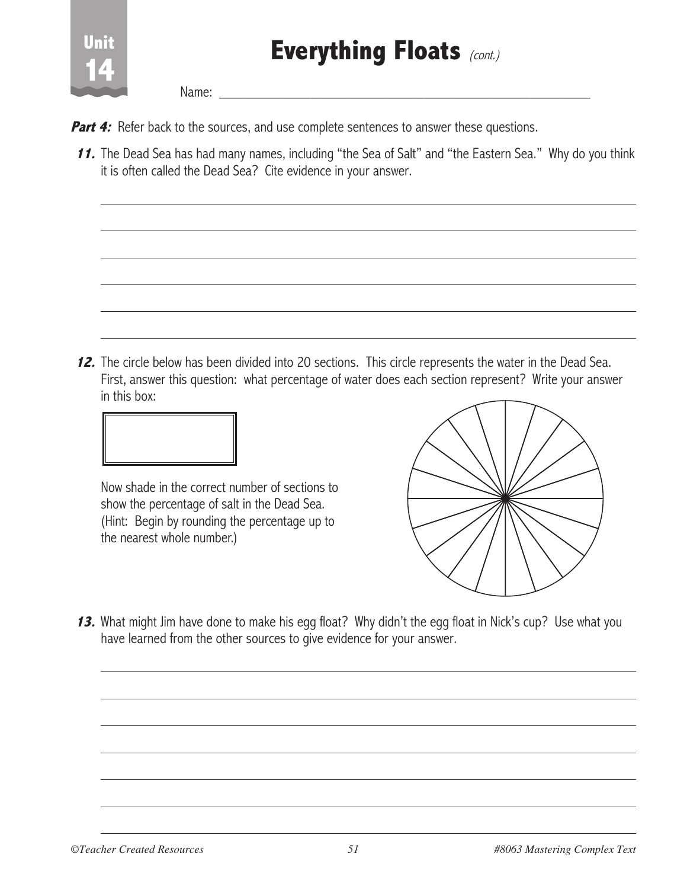# Everything Floats *(cont.)*

Name: ____________________________________________

***Part 4:*** Refer back to the sources, and use complete sentences to answer these questions.

***11.*** The Dead Sea has had many names, including "the Sea of Salt" and "the Eastern Sea." Why do you think it is often called the Dead Sea? Cite evidence in your answer.

______________________________________________________________________

______________________________________________________________________

______________________________________________________________________

______________________________________________________________________

______________________________________________________________________

______________________________________________________________________

***12.*** The circle below has been divided into 20 sections. This circle represents the water in the Dead Sea. First, answer this question: what percentage of water does each section represent? Write your answer in this box:

| |
|---|
| |

Now shade in the correct number of sections to show the percentage of salt in the Dead Sea. (Hint: Begin by rounding the percentage up to the nearest whole number.)

***13.*** What might Jim have done to make his egg float? Why didn't the egg float in Nick's cup? Use what you have learned from the other sources to give evidence for your answer.

______________________________________________________________________

______________________________________________________________________

______________________________________________________________________

______________________________________________________________________

______________________________________________________________________

______________________________________________________________________

______________________________________________________________________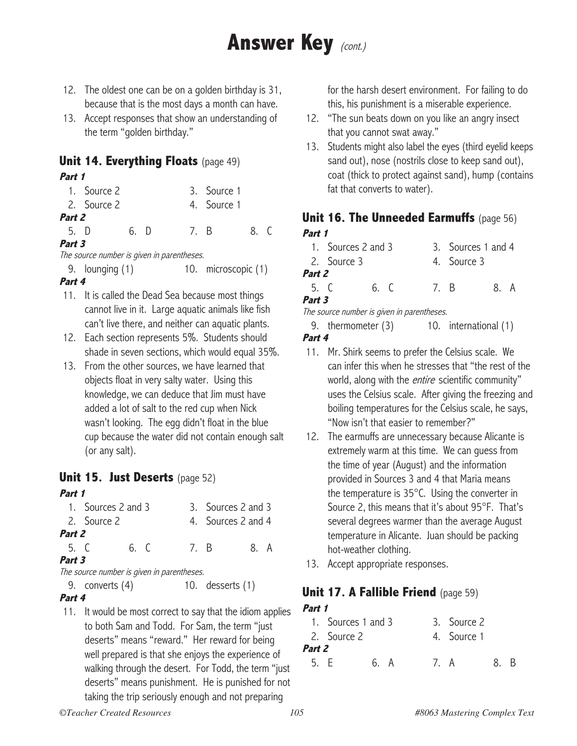# Answer Key *(cont.)*

12. The oldest one can be on a golden birthday is 31, because that is the most days a month can have.
13. Accept responses that show an understanding of the term "golden birthday."

## Unit 14. Everything Floats (page 49)

**Part 1**

1. Source 2
2. Source 2
3. Source 1
4. Source 1

**Part 2**

5. D
6. D
7. B
8. C

**Part 3**

*The source number is given in parentheses.*

9. lounging (1)
10. microscopic (1)

**Part 4**

11. It is called the Dead Sea because most things cannot live in it. Large aquatic animals like fish can't live there, and neither can aquatic plants.
12. Each section represents 5%. Students should shade in seven sections, which would equal 35%.
13. From the other sources, we have learned that objects float in very salty water. Using this knowledge, we can deduce that Jim must have added a lot of salt to the red cup when Nick wasn't looking. The egg didn't float in the blue cup because the water did not contain enough salt (or any salt).

## Unit 15. Just Deserts (page 52)

**Part 1**

1. Sources 2 and 3
2. Source 2
3. Sources 2 and 3
4. Sources 2 and 4

**Part 2**

5. C
6. C
7. B
8. A

**Part 3**

*The source number is given in parentheses.*

9. converts (4)
10. desserts (1)

**Part 4**

11. It would be most correct to say that the idiom applies to both Sam and Todd. For Sam, the term "just deserts" means "reward." Her reward for being well prepared is that she enjoys the experience of walking through the desert. For Todd, the term "just deserts" means punishment. He is punished for not taking the trip seriously enough and not preparing for the harsh desert environment. For failing to do this, his punishment is a miserable experience.
12. "The sun beats down on you like an angry insect that you cannot swat away."
13. Students might also label the eyes (third eyelid keeps sand out), nose (nostrils close to keep sand out), coat (thick to protect against sand), hump (contains fat that converts to water).

## Unit 16. The Unneeded Earmuffs (page 56)

**Part 1**

1. Sources 2 and 3
2. Source 3
3. Sources 1 and 4
4. Source 3

**Part 2**

5. C
6. C
7. B
8. A

**Part 3**

*The source number is given in parentheses.*

9. thermometer (3)
10. international (1)

**Part 4**

11. Mr. Shirk seems to prefer the Celsius scale. We can infer this when he stresses that "the rest of the world, along with the *entire* scientific community" uses the Celsius scale. After giving the freezing and boiling temperatures for the Celsius scale, he says, "Now isn't that easier to remember?"
12. The earmuffs are unnecessary because Alicante is extremely warm at this time. We can guess from the time of year (August) and the information provided in Sources 3 and 4 that Maria means the temperature is 35°C. Using the converter in Source 2, this means that it's about 95°F. That's several degrees warmer than the average August temperature in Alicante. Juan should be packing hot-weather clothing.
13. Accept appropriate responses.

## Unit 17. A Fallible Friend (page 59)

**Part 1**

1. Sources 1 and 3
2. Source 2
3. Source 2
4. Source 1

**Part 2**

5. E
6. A
7. A
8. B